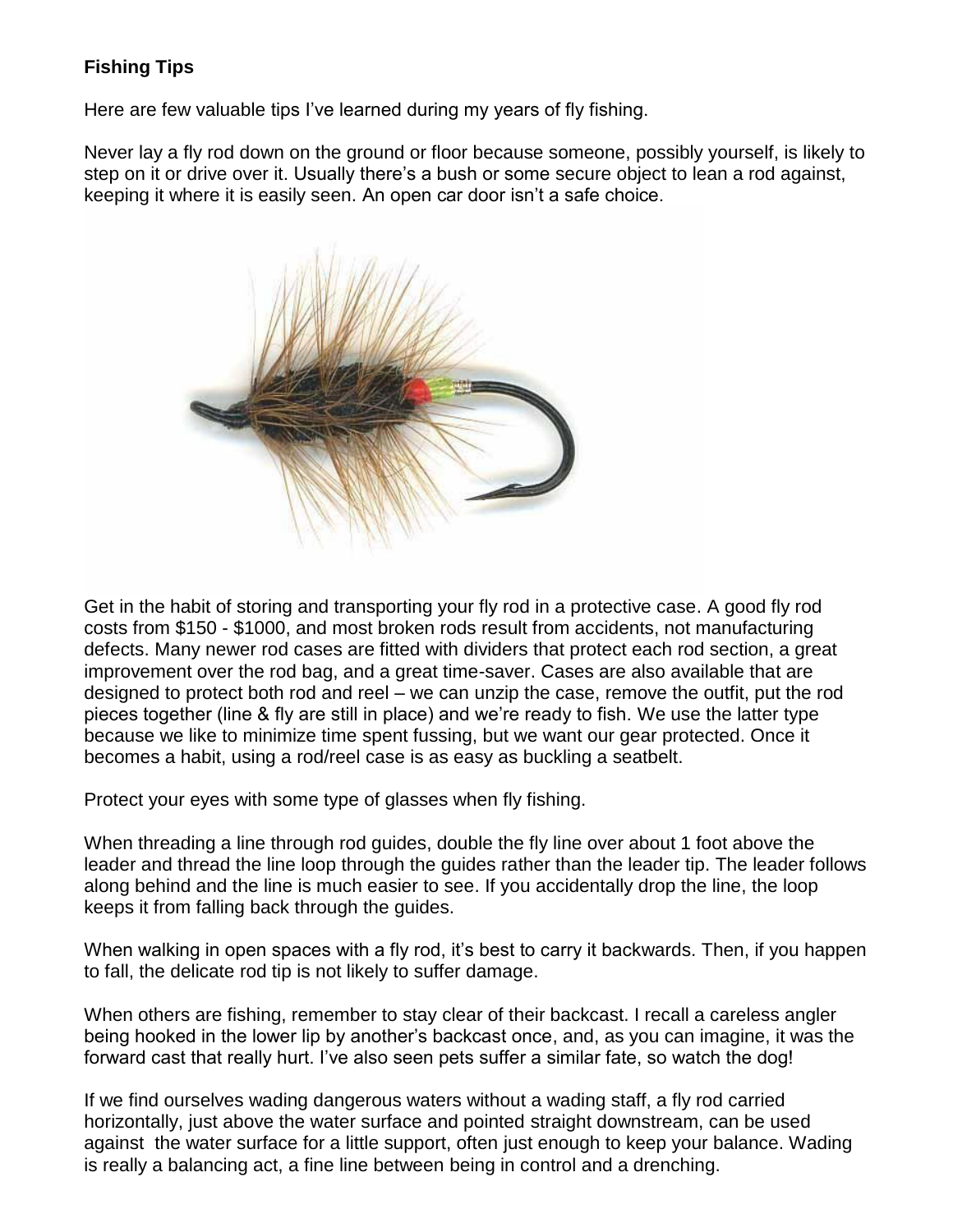**Fishing Tips**

Here are few valuable tips I've learned during my years of fly fishing.

Never lay a fly rod down on the ground or floor because someone, possibly yourself, is likely to step on it or drive over it. Usually there's a bush or some secure object to lean a rod against, keeping it where it is easily seen. An open car door isn't a safe choice.

Get in the habit of storing and transporting your fly rod in a protective case. A good fly rod costs from $150 - $1000, and most broken rods result from accidents, not manufacturing defects. Many newer rod cases are fitted with dividers that protect each rod section, a great improvement over the rod bag, and a great time-saver. Cases are also available that are designed to protect both rod and reel – we can unzip the case, remove the outfit, put the rod pieces together (line & fly are still in place) and we're ready to fish. We use the latter type because we like to minimize time spent fussing, but we want our gear protected. Once it becomes a habit, using a rod/reel case is as easy as buckling a seatbelt.

Protect your eyes with some type of glasses when fly fishing.

When threading a line through rod guides, double the fly line over about 1 foot above the leader and thread the line loop through the guides rather than the leader tip. The leader follows along behind and the line is much easier to see. If you accidentally drop the line, the loop keeps it from falling back through the guides.

When walking in open spaces with a fly rod, it's best to carry it backwards. Then, if you happen to fall, the delicate rod tip is not likely to suffer damage.

When others are fishing, remember to stay clear of their backcast. I recall a careless angler being hooked in the lower lip by another's backcast once, and, as you can imagine, it was the forward cast that really hurt. I've also seen pets suffer a similar fate, so watch the dog!

If we find ourselves wading dangerous waters without a wading staff, a fly rod carried horizontally, just above the water surface and pointed straight downstream, can be used against the water surface for a little support, often just enough to keep your balance. Wading is really a balancing act, a fine line between being in control and a drenching.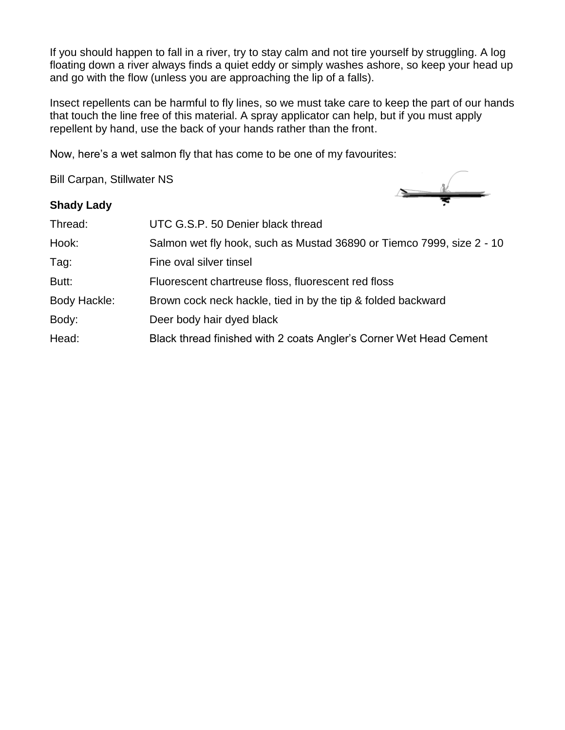If you should happen to fall in a river, try to stay calm and not tire yourself by struggling. A log floating down a river always finds a quiet eddy or simply washes ashore, so keep your head up and go with the flow (unless you are approaching the lip of a falls).

Insect repellents can be harmful to fly lines, so we must take care to keep the part of our hands that touch the line free of this material. A spray applicator can help, but if you must apply repellent by hand, use the back of your hands rather than the front.

Now, here's a wet salmon fly that has come to be one of my favourites:

Bill Carpan, Stillwater NS

**Shady Lady**

| | |
|---|---|
| Thread: | UTC G.S.P. 50 Denier black thread |
| Hook: | Salmon wet fly hook, such as Mustad 36890 or Tiemco 7999, size 2 - 10 |
| Tag: | Fine oval silver tinsel |
| Butt: | Fluorescent chartreuse floss, fluorescent red floss |
| Body Hackle: | Brown cock neck hackle, tied in by the tip & folded backward |
| Body: | Deer body hair dyed black |
| Head: | Black thread finished with 2 coats Angler's Corner Wet Head Cement |